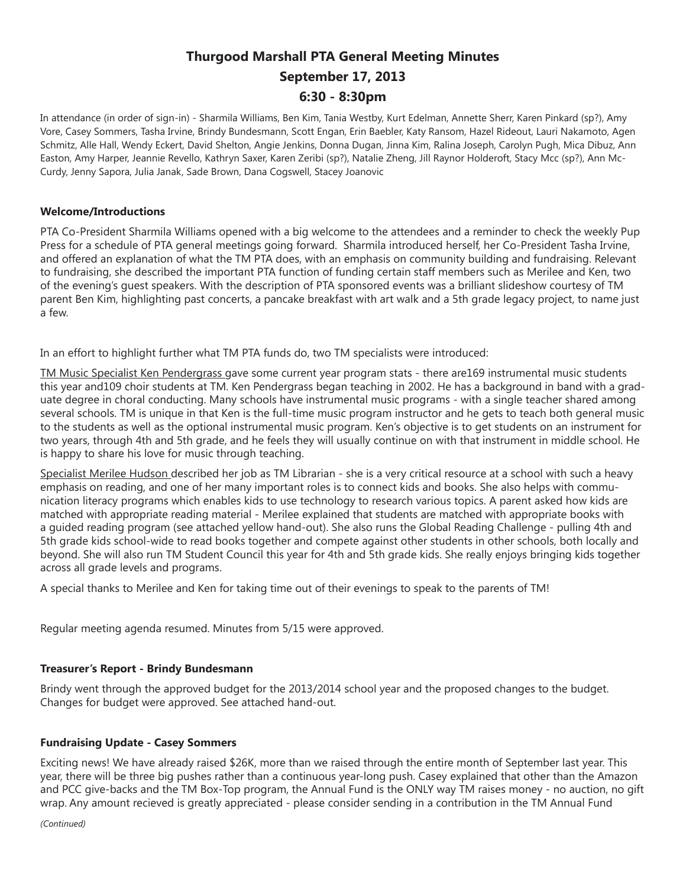# Thurgood Marshall PTA General Meeting Minutes

## September 17, 2013

## 6:30 - 8:30pm

In attendance (in order of sign-in) - Sharmila Williams, Ben Kim, Tania Westby, Kurt Edelman, Annette Sherr, Karen Pinkard (sp?), Amy Vore, Casey Sommers, Tasha Irvine, Brindy Bundesmann, Scott Engan, Erin Baebler, Katy Ransom, Hazel Rideout, Lauri Nakamoto, Agen Schmitz, Alle Hall, Wendy Eckert, David Shelton, Angie Jenkins, Donna Dugan, Jinna Kim, Ralina Joseph, Carolyn Pugh, Mica Dibuz, Ann Easton, Amy Harper, Jeannie Revello, Kathryn Saxer, Karen Zeribi (sp?), Natalie Zheng, Jill Raynor Holderoft, Stacy Mcc (sp?), Ann Mc-Curdy, Jenny Sapora, Julia Janak, Sade Brown, Dana Cogswell, Stacey Joanovic

**Welcome/Introductions**

PTA Co-President Sharmila Williams opened with a big welcome to the attendees and a reminder to check the weekly Pup Press for a schedule of PTA general meetings going forward. Sharmila introduced herself, her Co-President Tasha Irvine, and offered an explanation of what the TM PTA does, with an emphasis on community building and fundraising. Relevant to fundraising, she described the important PTA function of funding certain staff members such as Merilee and Ken, two of the evening's guest speakers. With the description of PTA sponsored events was a brilliant slideshow courtesy of TM parent Ben Kim, highlighting past concerts, a pancake breakfast with art walk and a 5th grade legacy project, to name just a few.

In an effort to highlight further what TM PTA funds do, two TM specialists were introduced:

TM Music Specialist Ken Pendergrass gave some current year program stats - there are169 instrumental music students this year and109 choir students at TM. Ken Pendergrass began teaching in 2002. He has a background in band with a graduate degree in choral conducting. Many schools have instrumental music programs - with a single teacher shared among several schools. TM is unique in that Ken is the full-time music program instructor and he gets to teach both general music to the students as well as the optional instrumental music program. Ken's objective is to get students on an instrument for two years, through 4th and 5th grade, and he feels they will usually continue on with that instrument in middle school. He is happy to share his love for music through teaching.

Specialist Merilee Hudson described her job as TM Librarian - she is a very critical resource at a school with such a heavy emphasis on reading, and one of her many important roles is to connect kids and books. She also helps with communication literacy programs which enables kids to use technology to research various topics. A parent asked how kids are matched with appropriate reading material - Merilee explained that students are matched with appropriate books with a guided reading program (see attached yellow hand-out). She also runs the Global Reading Challenge - pulling 4th and 5th grade kids school-wide to read books together and compete against other students in other schools, both locally and beyond. She will also run TM Student Council this year for 4th and 5th grade kids. She really enjoys bringing kids together across all grade levels and programs.

A special thanks to Merilee and Ken for taking time out of their evenings to speak to the parents of TM!

Regular meeting agenda resumed. Minutes from 5/15 were approved.

**Treasurer's Report - Brindy Bundesmann**

Brindy went through the approved budget for the 2013/2014 school year and the proposed changes to the budget. Changes for budget were approved. See attached hand-out.

**Fundraising Update - Casey Sommers**

Exciting news! We have already raised $26K, more than we raised through the entire month of September last year. This year, there will be three big pushes rather than a continuous year-long push. Casey explained that other than the Amazon and PCC give-backs and the TM Box-Top program, the Annual Fund is the ONLY way TM raises money - no auction, no gift wrap. Any amount recieved is greatly appreciated - please consider sending in a contribution in the TM Annual Fund

*(Continued)*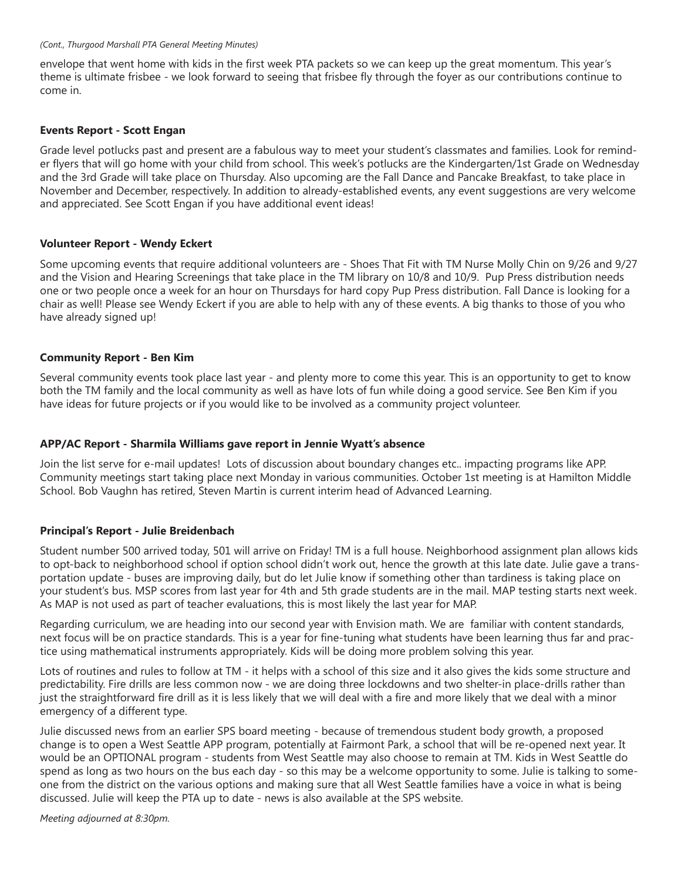*(Cont., Thurgood Marshall PTA General Meeting Minutes)*

envelope that went home with kids in the first week PTA packets so we can keep up the great momentum. This year's theme is ultimate frisbee - we look forward to seeing that frisbee fly through the foyer as our contributions continue to come in.

**Events Report - Scott Engan**

Grade level potlucks past and present are a fabulous way to meet your student's classmates and families. Look for reminder flyers that will go home with your child from school. This week's potlucks are the Kindergarten/1st Grade on Wednesday and the 3rd Grade will take place on Thursday. Also upcoming are the Fall Dance and Pancake Breakfast, to take place in November and December, respectively. In addition to already-established events, any event suggestions are very welcome and appreciated. See Scott Engan if you have additional event ideas!

**Volunteer Report - Wendy Eckert**

Some upcoming events that require additional volunteers are - Shoes That Fit with TM Nurse Molly Chin on 9/26 and 9/27 and the Vision and Hearing Screenings that take place in the TM library on 10/8 and 10/9. Pup Press distribution needs one or two people once a week for an hour on Thursdays for hard copy Pup Press distribution. Fall Dance is looking for a chair as well! Please see Wendy Eckert if you are able to help with any of these events. A big thanks to those of you who have already signed up!

**Community Report - Ben Kim**

Several community events took place last year - and plenty more to come this year. This is an opportunity to get to know both the TM family and the local community as well as have lots of fun while doing a good service. See Ben Kim if you have ideas for future projects or if you would like to be involved as a community project volunteer.

**APP/AC Report - Sharmila Williams gave report in Jennie Wyatt's absence**

Join the list serve for e-mail updates! Lots of discussion about boundary changes etc.. impacting programs like APP. Community meetings start taking place next Monday in various communities. October 1st meeting is at Hamilton Middle School. Bob Vaughn has retired, Steven Martin is current interim head of Advanced Learning.

**Principal's Report - Julie Breidenbach**

Student number 500 arrived today, 501 will arrive on Friday! TM is a full house. Neighborhood assignment plan allows kids to opt-back to neighborhood school if option school didn't work out, hence the growth at this late date. Julie gave a transportation update - buses are improving daily, but do let Julie know if something other than tardiness is taking place on your student's bus. MSP scores from last year for 4th and 5th grade students are in the mail. MAP testing starts next week. As MAP is not used as part of teacher evaluations, this is most likely the last year for MAP.

Regarding curriculum, we are heading into our second year with Envision math. We are familiar with content standards, next focus will be on practice standards. This is a year for fine-tuning what students have been learning thus far and practice using mathematical instruments appropriately. Kids will be doing more problem solving this year.

Lots of routines and rules to follow at TM - it helps with a school of this size and it also gives the kids some structure and predictability. Fire drills are less common now - we are doing three lockdowns and two shelter-in place-drills rather than just the straightforward fire drill as it is less likely that we will deal with a fire and more likely that we deal with a minor emergency of a different type.

Julie discussed news from an earlier SPS board meeting - because of tremendous student body growth, a proposed change is to open a West Seattle APP program, potentially at Fairmont Park, a school that will be re-opened next year. It would be an OPTIONAL program - students from West Seattle may also choose to remain at TM. Kids in West Seattle do spend as long as two hours on the bus each day - so this may be a welcome opportunity to some. Julie is talking to someone from the district on the various options and making sure that all West Seattle families have a voice in what is being discussed. Julie will keep the PTA up to date - news is also available at the SPS website.

*Meeting adjourned at 8:30pm.*